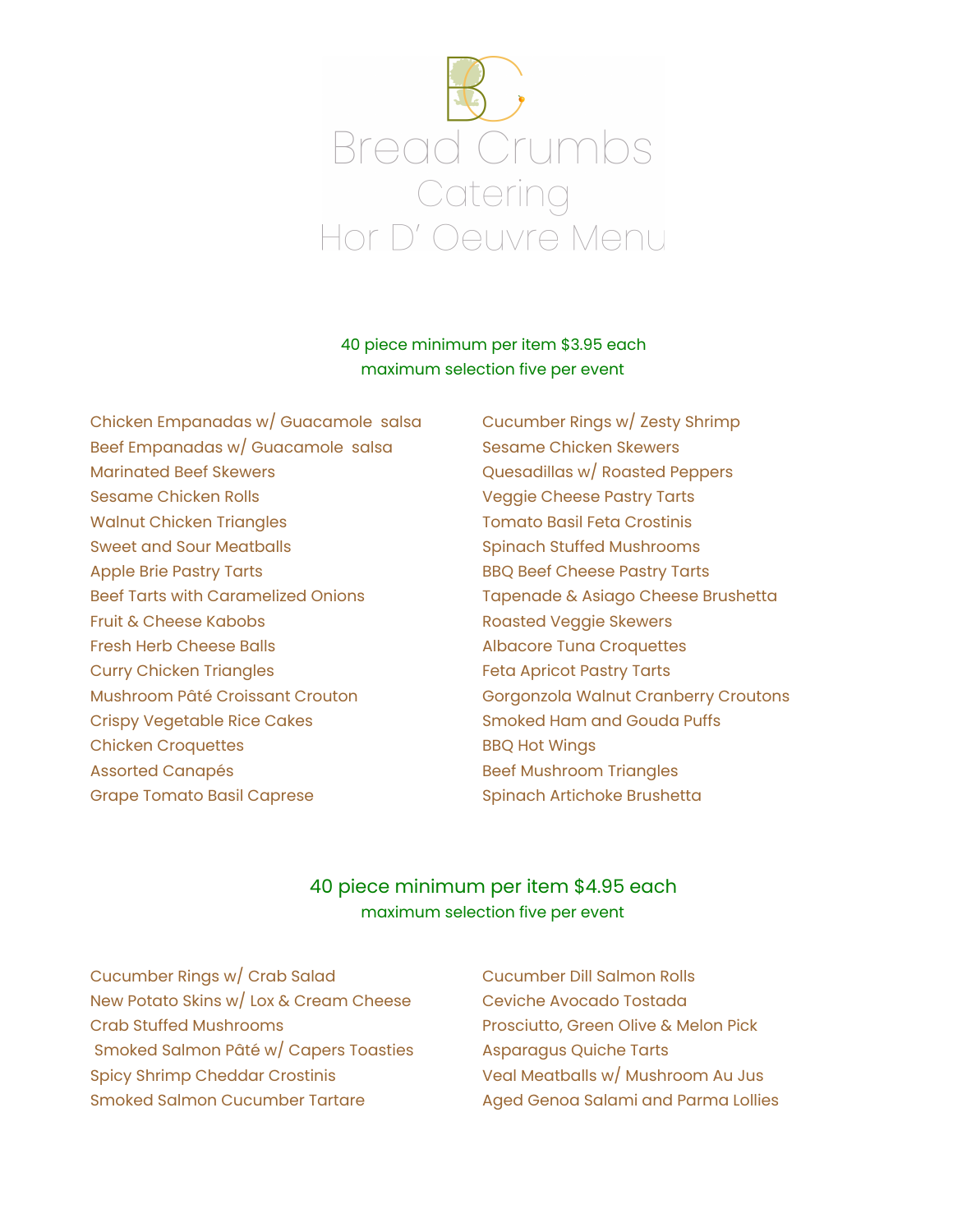# Bread Crumbs

## Catering

## Hor D' Oeuvre Menu

40 piece minimum per item $3.95 each
maximum selection five per event

- Chicken Empanadas w/ Guacamole salsa
- Beef Empanadas w/ Guacamole salsa
- Marinated Beef Skewers
- Sesame Chicken Rolls
- Walnut Chicken Triangles
- Sweet and Sour Meatballs
- Apple Brie Pastry Tarts
- Beef Tarts with Caramelized Onions
- Fruit & Cheese Kabobs
- Fresh Herb Cheese Balls
- Curry Chicken Triangles
- Mushroom Pâté Croissant Crouton
- Crispy Vegetable Rice Cakes
- Chicken Croquettes
- Assorted Canapés
- Grape Tomato Basil Caprese
- Cucumber Rings w/ Zesty Shrimp
- Sesame Chicken Skewers
- Quesadillas w/ Roasted Peppers
- Veggie Cheese Pastry Tarts
- Tomato Basil Feta Crostinis
- Spinach Stuffed Mushrooms
- BBQ Beef Cheese Pastry Tarts
- Tapenade & Asiago Cheese Brushetta
- Roasted Veggie Skewers
- Albacore Tuna Croquettes
- Feta Apricot Pastry Tarts
- Gorgonzola Walnut Cranberry Croutons
- Smoked Ham and Gouda Puffs
- BBQ Hot Wings
- Beef Mushroom Triangles
- Spinach Artichoke Brushetta

40 piece minimum per item $4.95 each
maximum selection five per event

- Cucumber Rings w/ Crab Salad
- New Potato Skins w/ Lox & Cream Cheese
- Crab Stuffed Mushrooms
- Smoked Salmon Pâté w/ Capers Toasties
- Spicy Shrimp Cheddar Crostinis
- Smoked Salmon Cucumber Tartare
- Cucumber Dill Salmon Rolls
- Ceviche Avocado Tostada
- Prosciutto, Green Olive & Melon Pick
- Asparagus Quiche Tarts
- Veal Meatballs w/ Mushroom Au Jus
- Aged Genoa Salami and Parma Lollies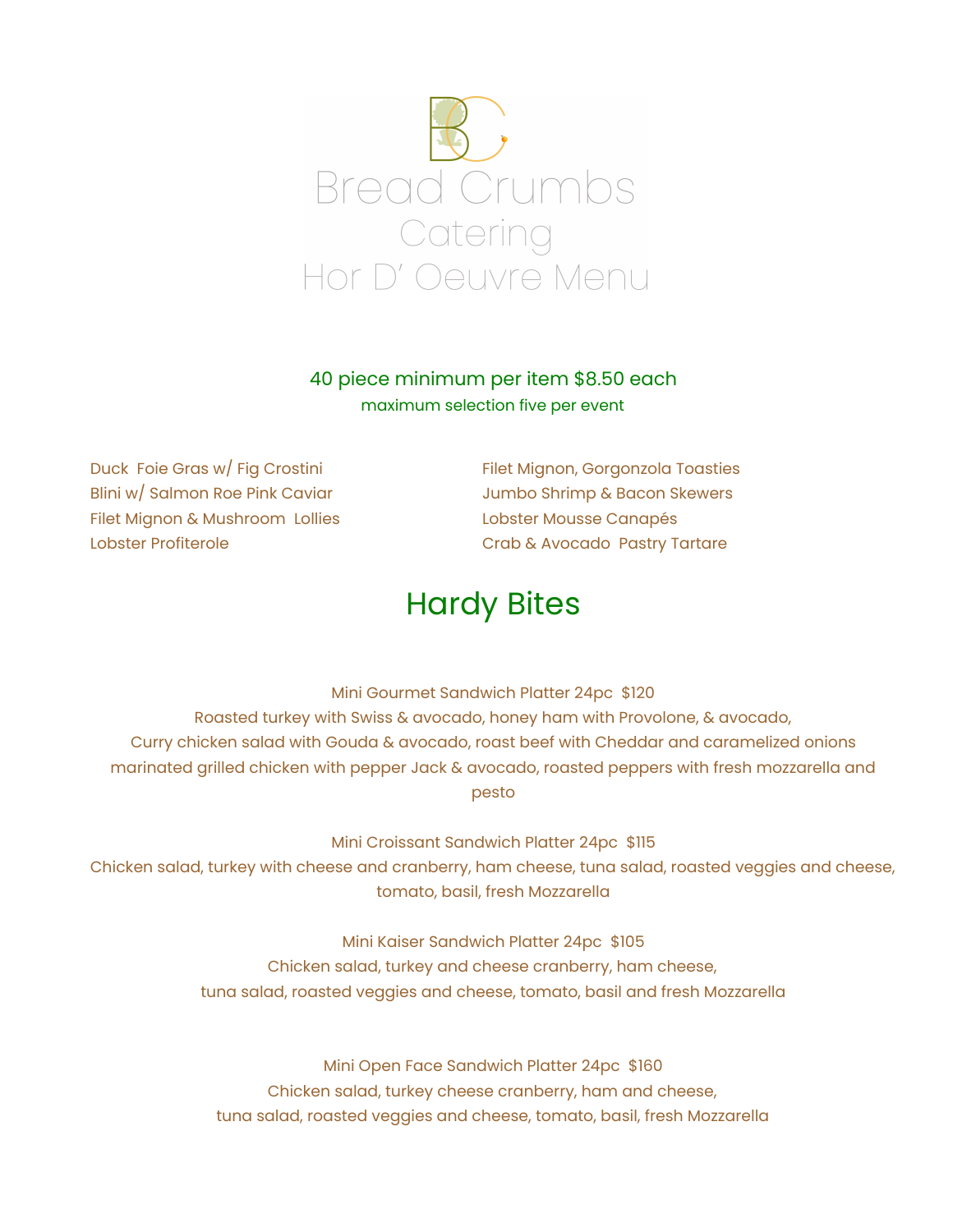# Bread Crumbs
## Catering
## Hor D' Oeuvre Menu

40 piece minimum per item $8.50 each

maximum selection five per event

Duck Foie Gras w/ Fig Crostini
Blini w/ Salmon Roe Pink Caviar
Filet Mignon & Mushroom Lollies
Lobster Profiterole
Filet Mignon, Gorgonzola Toasties
Jumbo Shrimp & Bacon Skewers
Lobster Mousse Canapés
Crab & Avocado Pastry Tartare

## Hardy Bites

Mini Gourmet Sandwich Platter 24pc $120

Roasted turkey with Swiss & avocado, honey ham with Provolone, & avocado, Curry chicken salad with Gouda & avocado, roast beef with Cheddar and caramelized onions marinated grilled chicken with pepper Jack & avocado, roasted peppers with fresh mozzarella and pesto

Mini Croissant Sandwich Platter 24pc $115

Chicken salad, turkey with cheese and cranberry, ham cheese, tuna salad, roasted veggies and cheese, tomato, basil, fresh Mozzarella

Mini Kaiser Sandwich Platter 24pc $105

Chicken salad, turkey and cheese cranberry, ham cheese, tuna salad, roasted veggies and cheese, tomato, basil and fresh Mozzarella

Mini Open Face Sandwich Platter 24pc $160

Chicken salad, turkey cheese cranberry, ham and cheese, tuna salad, roasted veggies and cheese, tomato, basil, fresh Mozzarella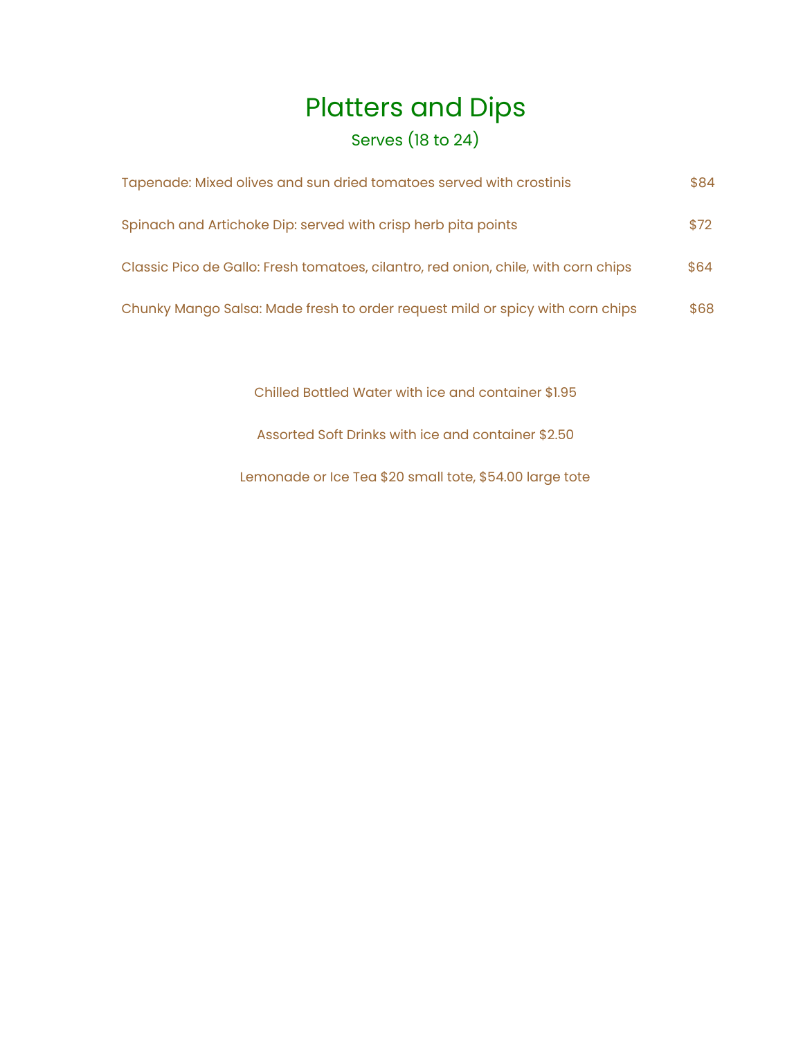# Platters and Dips

## Serves (18 to 24)

| | |
|---|---|
| Tapenade: Mixed olives and sun dried tomatoes served with crostinis | $84 |
| Spinach and Artichoke Dip: served with crisp herb pita points | $72 |
| Classic Pico de Gallo: Fresh tomatoes, cilantro, red onion, chile, with corn chips | $64 |
| Chunky Mango Salsa: Made fresh to order request mild or spicy with corn chips | $68 |

Chilled Bottled Water with ice and container $1.95

Assorted Soft Drinks with ice and container $2.50

Lemonade or Ice Tea $20 small tote, $54.00 large tote